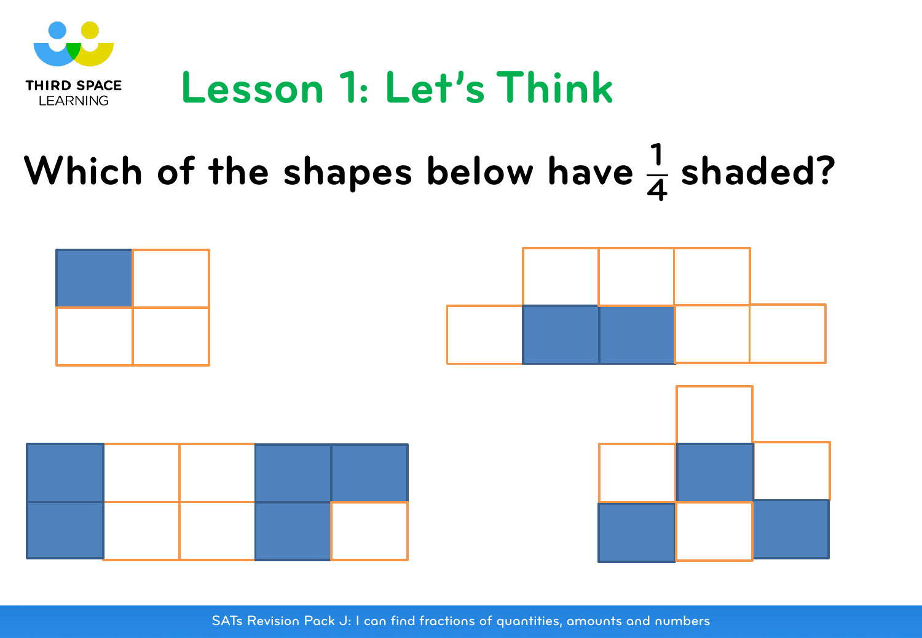# Lesson 1: Let's Think

## Which of the shapes below have $\frac{1}{4}$ shaded?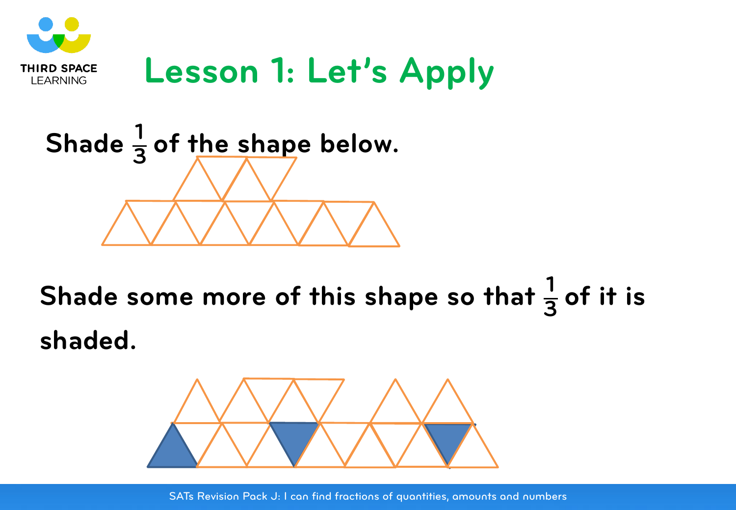# Lesson 1: Let's Apply

Shade $\frac{1}{3}$ of the shape below.

Shade some more of this shape so that $\frac{1}{3}$ of it is shaded.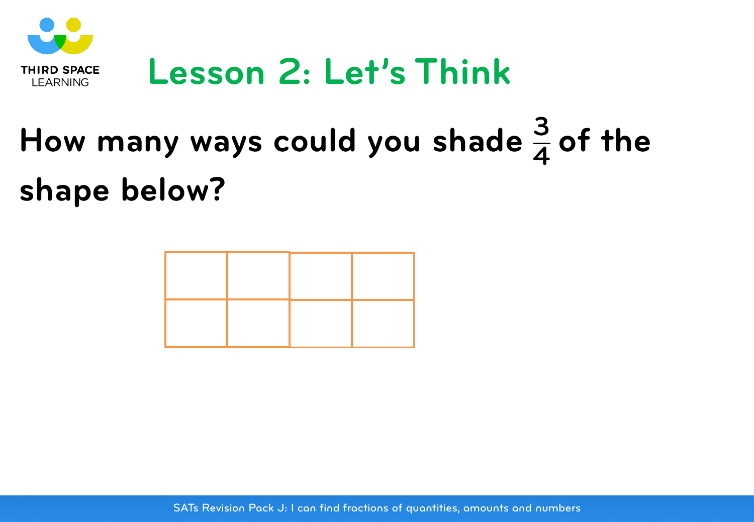# Lesson 2: Let's Think

**How many ways could you shade $\frac{3}{4}$ of the shape below?**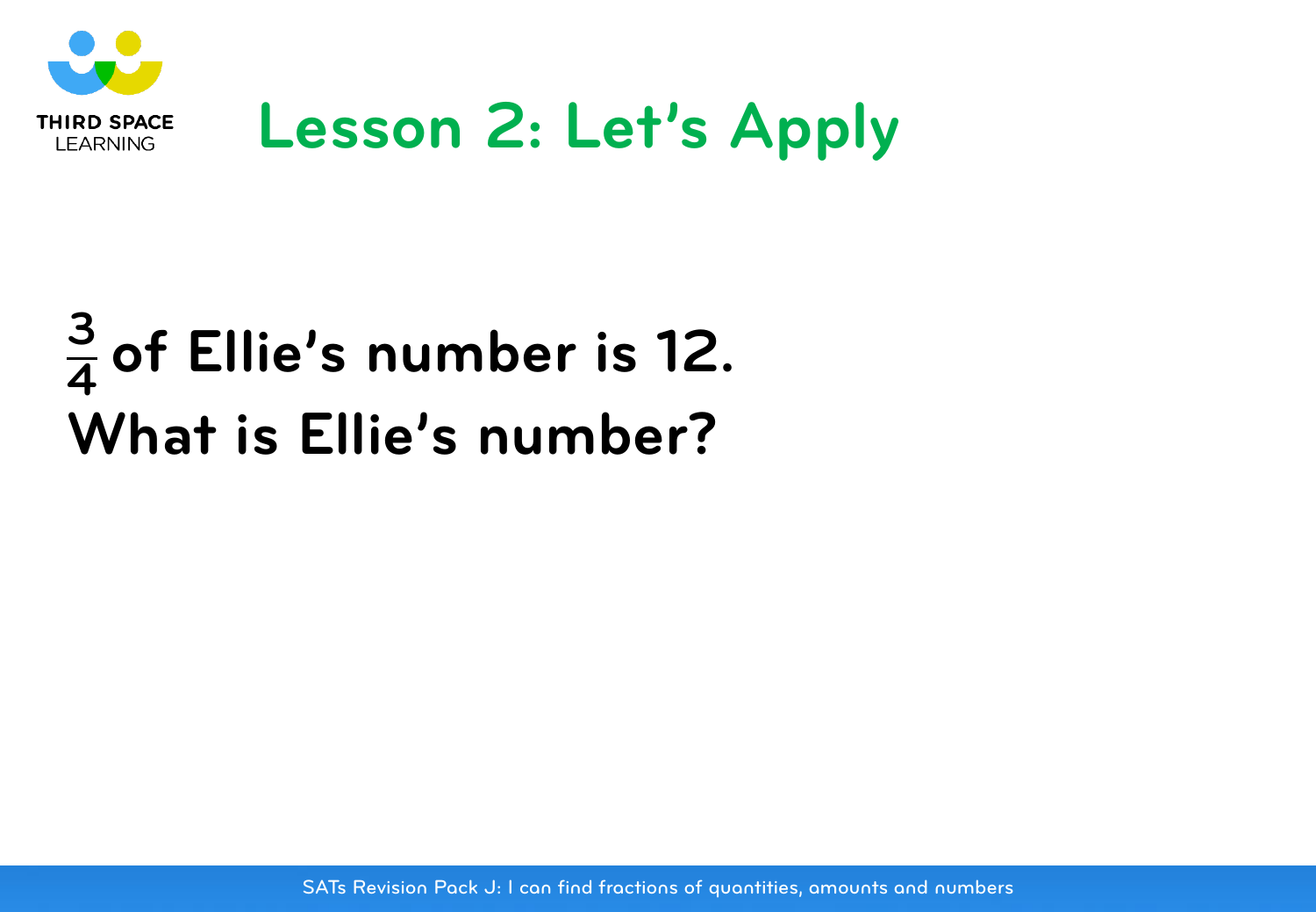# Lesson 2: Let's Apply

**$\frac{3}{4}$ of Ellie's number is 12.**
**What is Ellie's number?**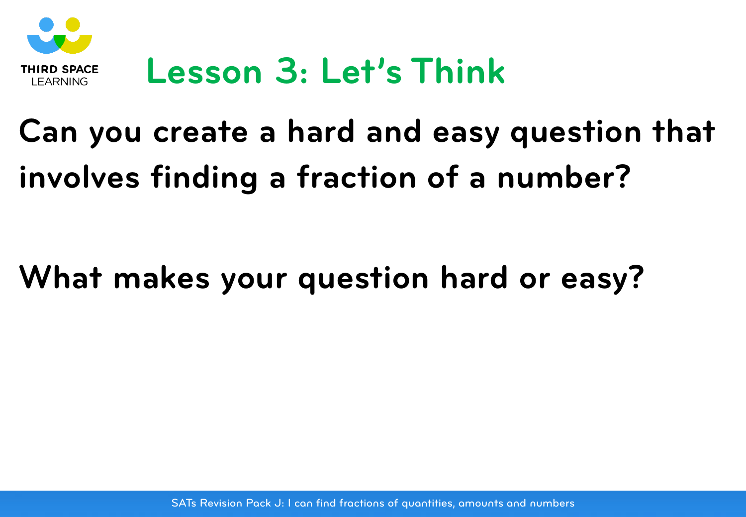# Lesson 3: Let's Think

**Can you create a hard and easy question that involves finding a fraction of a number?**

**What makes your question hard or easy?**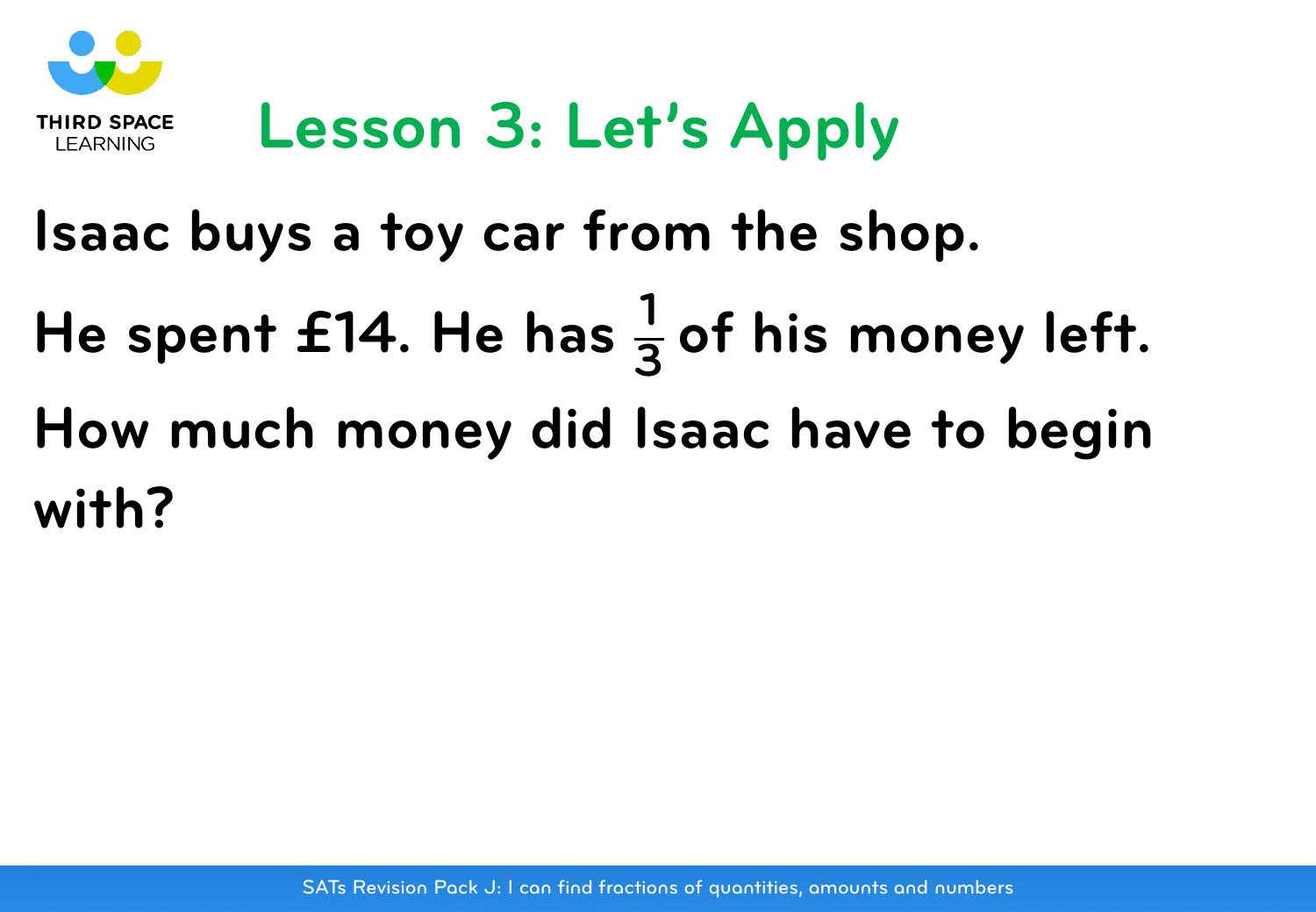# Lesson 3: Let's Apply

Isaac buys a toy car from the shop.

He spent £14. He has $\frac{1}{3}$ of his money left.

How much money did Isaac have to begin with?